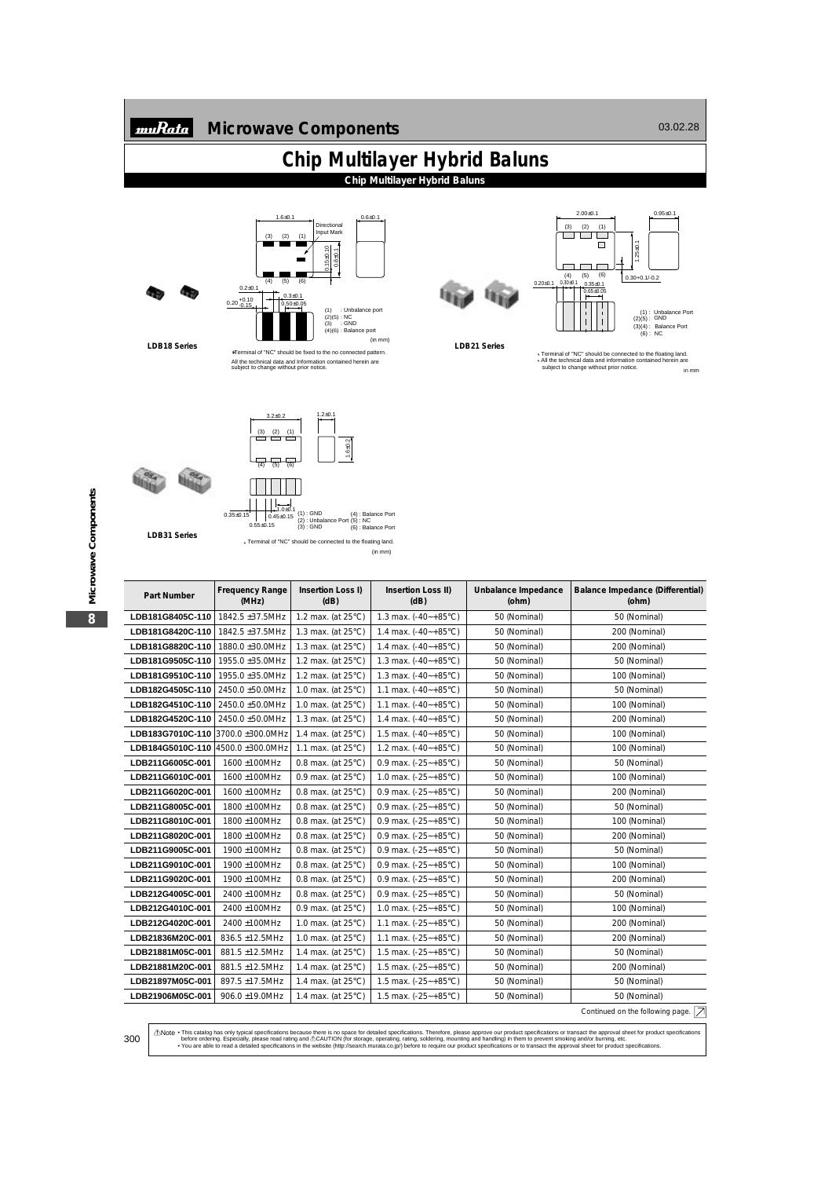# Chip Multilayer Hybrid Baluns

## Chip Multilayer Hybrid Baluns

**LDB18 Series**

1.6±0.1 0.6±0.1

Directional Input Mark

(3) (2) (1)

(4) (5) (6)

0.15±0.10 0.8±0.1

0.2±0.1

0.20 +0.10 -0.15

0.3±0.1

0.50±0.05

(1) : Unbalance port
(2)(5) : NC
(3) : GND
(4)(6) : Balance port

(in mm)

*Terminal of "NC" should be fixed to the no connected pattern.
All the technical data and information contained herein are subject to change without prior notice.

**LDB21 Series**

2.00±0.1 0.95±0.1

(3) (2) (1)

(4) (5) (6)

1.25±0.1

0.20±0.1 0.30±0.1 0.35±0.1 0.65±0.05

0.30+0.1/-0.2

(1) : Unbalance Port
(2)(5) : GND
(3)(4) : Balance Port
(6) : NC

* Terminal of "NC" should be connected to the floating land.
* All the technical data and information contained herein are subject to change without prior notice.

in mm

**LDB31 Series**

3.2±0.2 1.2±0.1

(3) (2) (1)

(4) (5) (6)

1.6±0.2

0.35±0.15 1.0±0.1 0.45±0.15 0.55±0.15

(1) : GND
(2) : Unbalance Port
(3) : GND
(4) : Balance Port
(5) : NC
(6) : Balance Port

* Terminal of "NC" should be connected to the floating land.

(in mm)

| Part Number | Frequency Range (MHz) | Insertion Loss I) (dB) | Insertion Loss II) (dB) | Unbalance Impedance (ohm) | Balance Impedance (Differential) (ohm) |
|---|---|---|---|---|---|
| LDB181G8405C-110 | 1842.5 ±37.5MHz | 1.2 max. (at 25°C) | 1.3 max. (-40~+85°C) | 50 (Nominal) | 50 (Nominal) |
| LDB181G8420C-110 | 1842.5 ±37.5MHz | 1.3 max. (at 25°C) | 1.4 max. (-40~+85°C) | 50 (Nominal) | 200 (Nominal) |
| LDB181G8820C-110 | 1880.0 ±30.0MHz | 1.3 max. (at 25°C) | 1.4 max. (-40~+85°C) | 50 (Nominal) | 200 (Nominal) |
| LDB181G9505C-110 | 1955.0 ±35.0MHz | 1.2 max. (at 25°C) | 1.3 max. (-40~+85°C) | 50 (Nominal) | 50 (Nominal) |
| LDB181G9510C-110 | 1955.0 ±35.0MHz | 1.2 max. (at 25°C) | 1.3 max. (-40~+85°C) | 50 (Nominal) | 100 (Nominal) |
| LDB182G4505C-110 | 2450.0 ±50.0MHz | 1.0 max. (at 25°C) | 1.1 max. (-40~+85°C) | 50 (Nominal) | 50 (Nominal) |
| LDB182G4510C-110 | 2450.0 ±50.0MHz | 1.0 max. (at 25°C) | 1.1 max. (-40~+85°C) | 50 (Nominal) | 100 (Nominal) |
| LDB182G4520C-110 | 2450.0 ±50.0MHz | 1.3 max. (at 25°C) | 1.4 max. (-40~+85°C) | 50 (Nominal) | 200 (Nominal) |
| LDB183G7010C-110 | 3700.0 ±300.0MHz | 1.4 max. (at 25°C) | 1.5 max. (-40~+85°C) | 50 (Nominal) | 100 (Nominal) |
| LDB184G5010C-110 | 4500.0 ±300.0MHz | 1.1 max. (at 25°C) | 1.2 max. (-40~+85°C) | 50 (Nominal) | 100 (Nominal) |
| LDB211G6005C-001 | 1600 ±100MHz | 0.8 max. (at 25°C) | 0.9 max. (-25~+85°C) | 50 (Nominal) | 50 (Nominal) |
| LDB211G6010C-001 | 1600 ±100MHz | 0.9 max. (at 25°C) | 1.0 max. (-25~+85°C) | 50 (Nominal) | 100 (Nominal) |
| LDB211G6020C-001 | 1600 ±100MHz | 0.8 max. (at 25°C) | 0.9 max. (-25~+85°C) | 50 (Nominal) | 200 (Nominal) |
| LDB211G8005C-001 | 1800 ±100MHz | 0.8 max. (at 25°C) | 0.9 max. (-25~+85°C) | 50 (Nominal) | 50 (Nominal) |
| LDB211G8010C-001 | 1800 ±100MHz | 0.8 max. (at 25°C) | 0.9 max. (-25~+85°C) | 50 (Nominal) | 100 (Nominal) |
| LDB211G8020C-001 | 1800 ±100MHz | 0.8 max. (at 25°C) | 0.9 max. (-25~+85°C) | 50 (Nominal) | 200 (Nominal) |
| LDB211G9005C-001 | 1900 ±100MHz | 0.8 max. (at 25°C) | 0.9 max. (-25~+85°C) | 50 (Nominal) | 50 (Nominal) |
| LDB211G9010C-001 | 1900 ±100MHz | 0.8 max. (at 25°C) | 0.9 max. (-25~+85°C) | 50 (Nominal) | 100 (Nominal) |
| LDB211G9020C-001 | 1900 ±100MHz | 0.8 max. (at 25°C) | 0.9 max. (-25~+85°C) | 50 (Nominal) | 200 (Nominal) |
| LDB212G4005C-001 | 2400 ±100MHz | 0.8 max. (at 25°C) | 0.9 max. (-25~+85°C) | 50 (Nominal) | 50 (Nominal) |
| LDB212G4010C-001 | 2400 ±100MHz | 0.9 max. (at 25°C) | 1.0 max. (-25~+85°C) | 50 (Nominal) | 100 (Nominal) |
| LDB212G4020C-001 | 2400 ±100MHz | 1.0 max. (at 25°C) | 1.1 max. (-25~+85°C) | 50 (Nominal) | 200 (Nominal) |
| LDB21836M20C-001 | 836.5 ±12.5MHz | 1.0 max. (at 25°C) | 1.1 max. (-25~+85°C) | 50 (Nominal) | 200 (Nominal) |
| LDB21881M05C-001 | 881.5 ±12.5MHz | 1.4 max. (at 25°C) | 1.5 max. (-25~+85°C) | 50 (Nominal) | 50 (Nominal) |
| LDB21881M20C-001 | 881.5 ±12.5MHz | 1.4 max. (at 25°C) | 1.5 max. (-25~+85°C) | 50 (Nominal) | 200 (Nominal) |
| LDB21897M05C-001 | 897.5 ±17.5MHz | 1.4 max. (at 25°C) | 1.5 max. (-25~+85°C) | 50 (Nominal) | 50 (Nominal) |
| LDB21906M05C-001 | 906.0 ±19.0MHz | 1.4 max. (at 25°C) | 1.5 max. (-25~+85°C) | 50 (Nominal) | 50 (Nominal) |

Continued on the following page.

⚠Note • This catalog has only typical specifications because there is no space for detailed specifications. Therefore, please approve our product specifications or transact the approval sheet for product specifications before ordering. Especially, please read rating and ⚠CAUTION (for storage, operating, rating, soldering, mounting and handling) in them to prevent smoking and/or burning, etc.
• You are able to read a detailed specifications in the website (http://search.murata.co.jp/) before to require our product specifications or to transact the approval sheet for product specifications.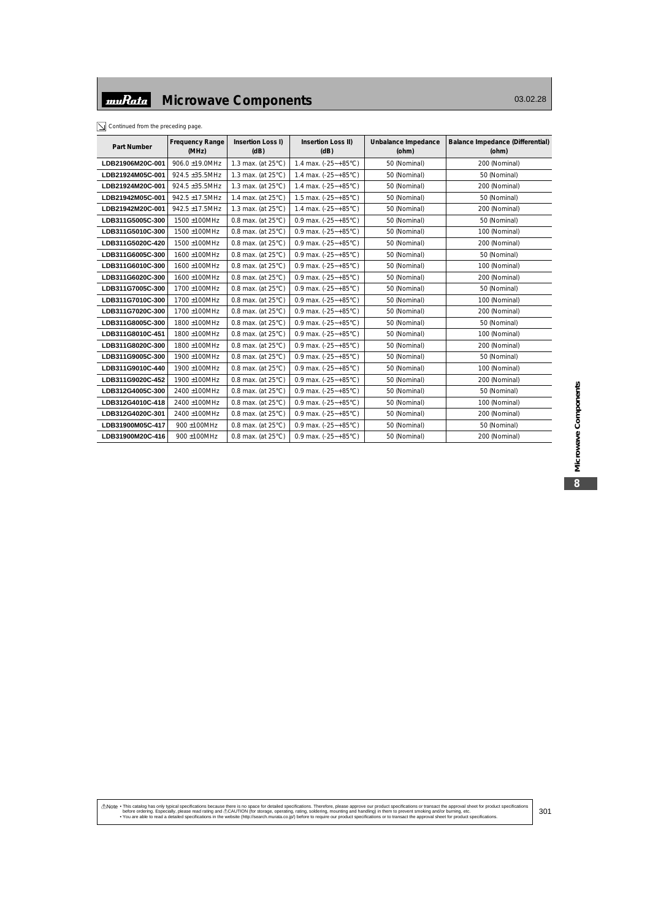Continued from the preceding page.

| Part Number | Frequency Range (MHz) | Insertion Loss I) (dB) | Insertion Loss II) (dB) | Unbalance Impedance (ohm) | Balance Impedance (Differential) (ohm) |
|---|---|---|---|---|---|
| LDB21906M20C-001 | 906.0 ±19.0MHz | 1.3 max. (at 25°C) | 1.4 max. (-25~+85°C) | 50 (Nominal) | 200 (Nominal) |
| LDB21924M05C-001 | 924.5 ±35.5MHz | 1.3 max. (at 25°C) | 1.4 max. (-25~+85°C) | 50 (Nominal) | 50 (Nominal) |
| LDB21924M20C-001 | 924.5 ±35.5MHz | 1.3 max. (at 25°C) | 1.4 max. (-25~+85°C) | 50 (Nominal) | 200 (Nominal) |
| LDB21942M05C-001 | 942.5 ±17.5MHz | 1.4 max. (at 25°C) | 1.5 max. (-25~+85°C) | 50 (Nominal) | 50 (Nominal) |
| LDB21942M20C-001 | 942.5 ±17.5MHz | 1.3 max. (at 25°C) | 1.4 max. (-25~+85°C) | 50 (Nominal) | 200 (Nominal) |
| LDB311G5005C-300 | 1500 ±100MHz | 0.8 max. (at 25°C) | 0.9 max. (-25~+85°C) | 50 (Nominal) | 50 (Nominal) |
| LDB311G5010C-300 | 1500 ±100MHz | 0.8 max. (at 25°C) | 0.9 max. (-25~+85°C) | 50 (Nominal) | 100 (Nominal) |
| LDB311G5020C-420 | 1500 ±100MHz | 0.8 max. (at 25°C) | 0.9 max. (-25~+85°C) | 50 (Nominal) | 200 (Nominal) |
| LDB311G6005C-300 | 1600 ±100MHz | 0.8 max. (at 25°C) | 0.9 max. (-25~+85°C) | 50 (Nominal) | 50 (Nominal) |
| LDB311G6010C-300 | 1600 ±100MHz | 0.8 max. (at 25°C) | 0.9 max. (-25~+85°C) | 50 (Nominal) | 100 (Nominal) |
| LDB311G6020C-300 | 1600 ±100MHz | 0.8 max. (at 25°C) | 0.9 max. (-25~+85°C) | 50 (Nominal) | 200 (Nominal) |
| LDB311G7005C-300 | 1700 ±100MHz | 0.8 max. (at 25°C) | 0.9 max. (-25~+85°C) | 50 (Nominal) | 50 (Nominal) |
| LDB311G7010C-300 | 1700 ±100MHz | 0.8 max. (at 25°C) | 0.9 max. (-25~+85°C) | 50 (Nominal) | 100 (Nominal) |
| LDB311G7020C-300 | 1700 ±100MHz | 0.8 max. (at 25°C) | 0.9 max. (-25~+85°C) | 50 (Nominal) | 200 (Nominal) |
| LDB311G8005C-300 | 1800 ±100MHz | 0.8 max. (at 25°C) | 0.9 max. (-25~+85°C) | 50 (Nominal) | 50 (Nominal) |
| LDB311G8010C-451 | 1800 ±100MHz | 0.8 max. (at 25°C) | 0.9 max. (-25~+85°C) | 50 (Nominal) | 100 (Nominal) |
| LDB311G8020C-300 | 1800 ±100MHz | 0.8 max. (at 25°C) | 0.9 max. (-25~+85°C) | 50 (Nominal) | 200 (Nominal) |
| LDB311G9005C-300 | 1900 ±100MHz | 0.8 max. (at 25°C) | 0.9 max. (-25~+85°C) | 50 (Nominal) | 50 (Nominal) |
| LDB311G9010C-440 | 1900 ±100MHz | 0.8 max. (at 25°C) | 0.9 max. (-25~+85°C) | 50 (Nominal) | 100 (Nominal) |
| LDB311G9020C-452 | 1900 ±100MHz | 0.8 max. (at 25°C) | 0.9 max. (-25~+85°C) | 50 (Nominal) | 200 (Nominal) |
| LDB312G4005C-300 | 2400 ±100MHz | 0.8 max. (at 25°C) | 0.9 max. (-25~+85°C) | 50 (Nominal) | 50 (Nominal) |
| LDB312G4010C-418 | 2400 ±100MHz | 0.8 max. (at 25°C) | 0.9 max. (-25~+85°C) | 50 (Nominal) | 100 (Nominal) |
| LDB312G4020C-301 | 2400 ±100MHz | 0.8 max. (at 25°C) | 0.9 max. (-25~+85°C) | 50 (Nominal) | 200 (Nominal) |
| LDB31900M05C-417 | 900 ±100MHz | 0.8 max. (at 25°C) | 0.9 max. (-25~+85°C) | 50 (Nominal) | 50 (Nominal) |
| LDB31900M20C-416 | 900 ±100MHz | 0.8 max. (at 25°C) | 0.9 max. (-25~+85°C) | 50 (Nominal) | 200 (Nominal) |

⚠Note • This catalog has only typical specifications because there is no space for detailed specifications. Therefore, please approve our product specifications or transact the approval sheet for product specifications before ordering. Especially, please read rating and ⚠CAUTION (for storage, operating, rating, soldering, mounting and handling) in them to prevent smoking and/or burning, etc.
• You are able to read a detailed specifications in the website (http://search.murata.co.jp/) before to require our product specifications or to transact the approval sheet for product specifications.